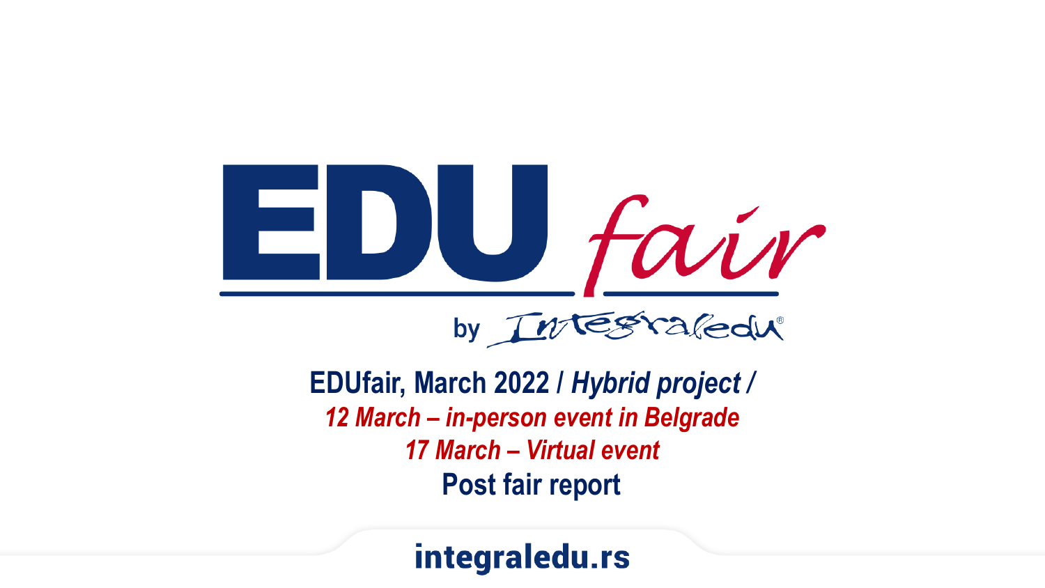# EDU fair

by Integraledu®

**EDUfair, March 2022 / *Hybrid project /***

***12 March – in-person event in Belgrade***

***17 March – Virtual event***

**Post fair report**

integraledu.rs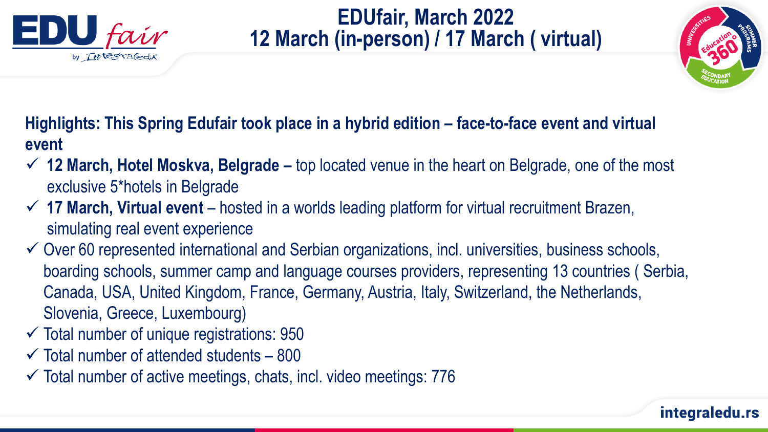# EDUfair, March 2022
## 12 March (in-person) / 17 March ( virtual)

**Highlights: This Spring Edufair took place in a hybrid edition – face-to-face event and virtual event**

- ✓ **12 March, Hotel Moskva, Belgrade –** top located venue in the heart on Belgrade, one of the most exclusive 5*hotels in Belgrade
- ✓ **17 March, Virtual event** – hosted in a worlds leading platform for virtual recruitment Brazen, simulating real event experience
- ✓ Over 60 represented international and Serbian organizations, incl. universities, business schools, boarding schools, summer camp and language courses providers, representing 13 countries ( Serbia, Canada, USA, United Kingdom, France, Germany, Austria, Italy, Switzerland, the Netherlands, Slovenia, Greece, Luxembourg)
- ✓ Total number of unique registrations: 950
- ✓ Total number of attended students – 800
- ✓ Total number of active meetings, chats, incl. video meetings: 776

integraledu.rs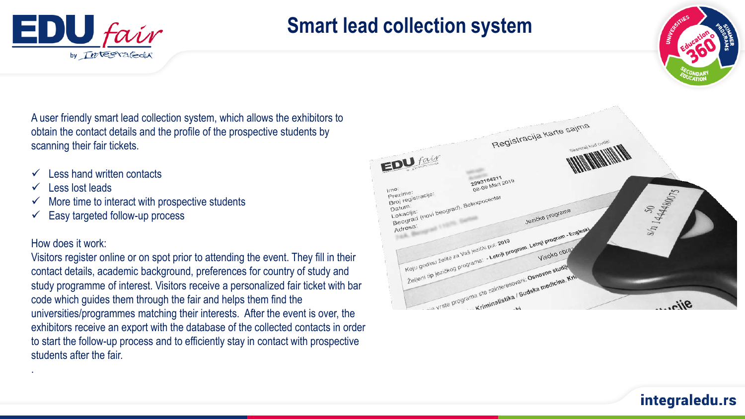# Smart lead collection system

A user friendly smart lead collection system, which allows the exhibitors to obtain the contact details and the profile of the prospective students by scanning their fair tickets.

- ✓ Less hand written contacts
- ✓ Less lost leads
- ✓ More time to interact with prospective students
- ✓ Easy targeted follow-up process

How does it work:

Visitors register online or on spot prior to attending the event. They fill in their contact details, academic background, preferences for country of study and study programme of interest. Visitors receive a personalized fair ticket with bar code which guides them through the fair and helps them find the universities/programmes matching their interests. After the event is over, the exhibitors receive an export with the database of the collected contacts in order to start the follow-up process and to efficiently stay in contact with prospective students after the fair.

.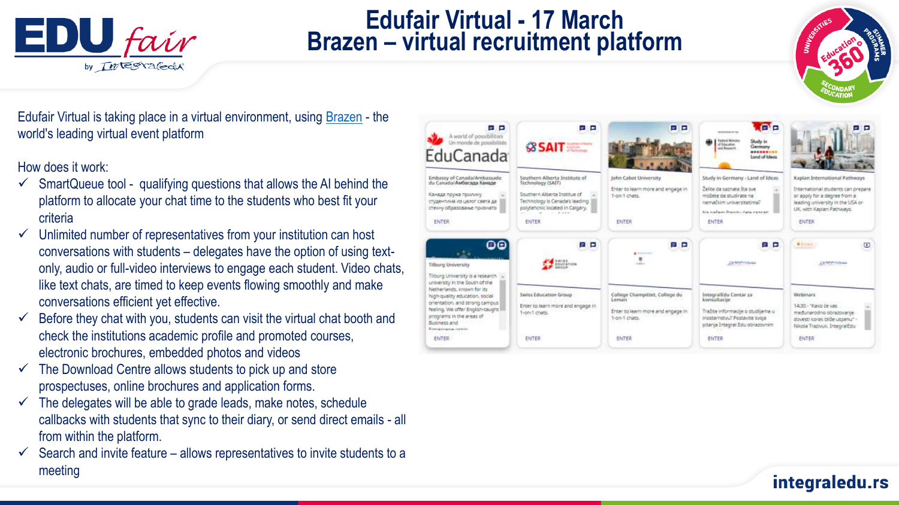# Edufair Virtual - 17 March
# Brazen – virtual recruitment platform

Edufair Virtual is taking place in a virtual environment, using Brazen - the world's leading virtual event platform

How does it work:

- ✓ SmartQueue tool - qualifying questions that allows the AI behind the platform to allocate your chat time to the students who best fit your criteria
- ✓ Unlimited number of representatives from your institution can host conversations with students – delegates have the option of using text-only, audio or full-video interviews to engage each student. Video chats, like text chats, are timed to keep events flowing smoothly and make conversations efficient yet effective.
- ✓ Before they chat with you, students can visit the virtual chat booth and check the institutions academic profile and promoted courses, electronic brochures, embedded photos and videos
- ✓ The Download Centre allows students to pick up and store prospectuses, online brochures and application forms.
- ✓ The delegates will be able to grade leads, make notes, schedule callbacks with students that sync to their diary, or send direct emails - all from within the platform.
- ✓ Search and invite feature – allows representatives to invite students to a meeting

integraledu.rs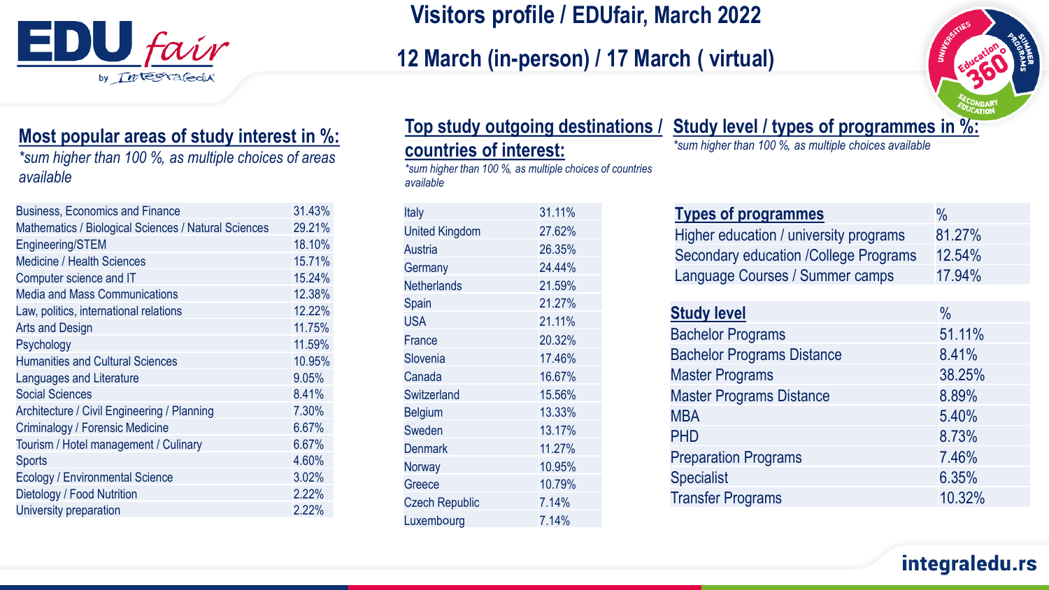# Visitors profile / EDUfair, March 2022

## 12 March (in-person) / 17 March ( virtual)

### Most popular areas of study interest in %:

*\*sum higher than 100 %, as multiple choices of areas available*

| Area | % |
|---|---|
| Business, Economics and Finance | 31.43% |
| Mathematics / Biological Sciences / Natural Sciences | 29.21% |
| Engineering/STEM | 18.10% |
| Medicine / Health Sciences | 15.71% |
| Computer science and IT | 15.24% |
| Media and Mass Communications | 12.38% |
| Law, politics, international relations | 12.22% |
| Arts and Design | 11.75% |
| Psychology | 11.59% |
| Humanities and Cultural Sciences | 10.95% |
| Languages and Literature | 9.05% |
| Social Sciences | 8.41% |
| Architecture / Civil Engineering / Planning | 7.30% |
| Criminology / Forensic Medicine | 6.67% |
| Tourism / Hotel management / Culinary | 6.67% |
| Sports | 4.60% |
| Ecology / Environmental Science | 3.02% |
| Dietology / Food Nutrition | 2.22% |
| University preparation | 2.22% |

### Top study outgoing destinations / countries of interest:

*\*sum higher than 100 %, as multiple choices of countries available*

| Country | % |
|---|---|
| Italy | 31.11% |
| United Kingdom | 27.62% |
| Austria | 26.35% |
| Germany | 24.44% |
| Netherlands | 21.59% |
| Spain | 21.27% |
| USA | 21.11% |
| France | 20.32% |
| Slovenia | 17.46% |
| Canada | 16.67% |
| Switzerland | 15.56% |
| Belgium | 13.33% |
| Sweden | 13.17% |
| Denmark | 11.27% |
| Norway | 10.95% |
| Greece | 10.79% |
| Czech Republic | 7.14% |
| Luxembourg | 7.14% |

### Study level / types of programmes in %:

*\*sum higher than 100 %, as multiple choices available*

| Types of programmes | % |
|---|---|
| Higher education / university programs | 81.27% |
| Secondary education /College Programs | 12.54% |
| Language Courses / Summer camps | 17.94% |

| Study level | % |
|---|---|
| Bachelor Programs | 51.11% |
| Bachelor Programs Distance | 8.41% |
| Master Programs | 38.25% |
| Master Programs Distance | 8.89% |
| MBA | 5.40% |
| PHD | 8.73% |
| Preparation Programs | 7.46% |
| Specialist | 6.35% |
| Transfer Programs | 10.32% |

integraledu.rs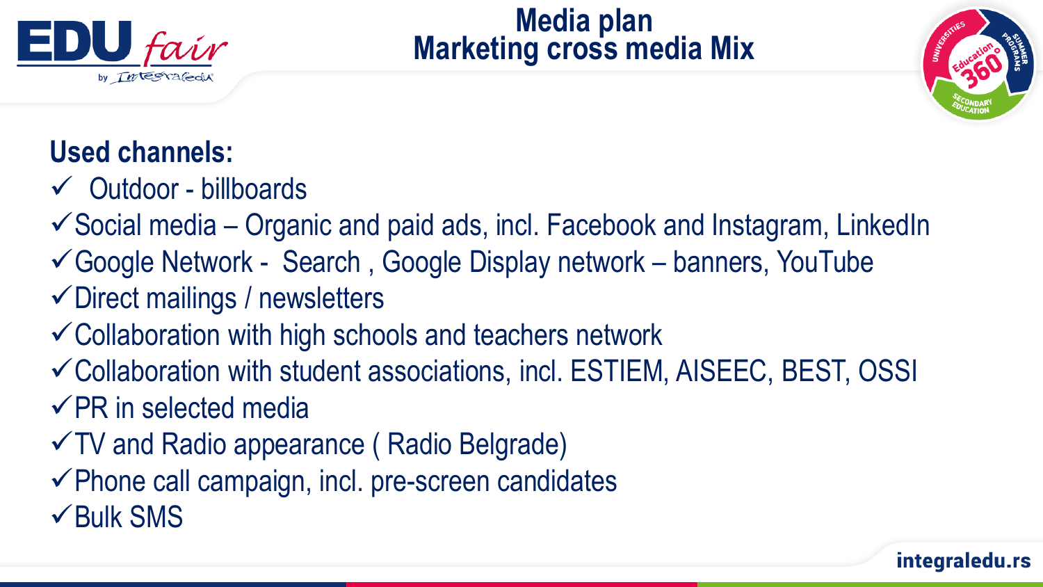# Media plan
## Marketing cross media Mix

**Used channels:**

- ✓ Outdoor - billboards
- ✓ Social media – Organic and paid ads, incl. Facebook and Instagram, LinkedIn
- ✓ Google Network - Search , Google Display network – banners, YouTube
- ✓ Direct mailings / newsletters
- ✓ Collaboration with high schools and teachers network
- ✓ Collaboration with student associations, incl. ESTIEM, AISEEC, BEST, OSSI
- ✓ PR in selected media
- ✓ TV and Radio appearance ( Radio Belgrade)
- ✓ Phone call campaign, incl. pre-screen candidates
- ✓ Bulk SMS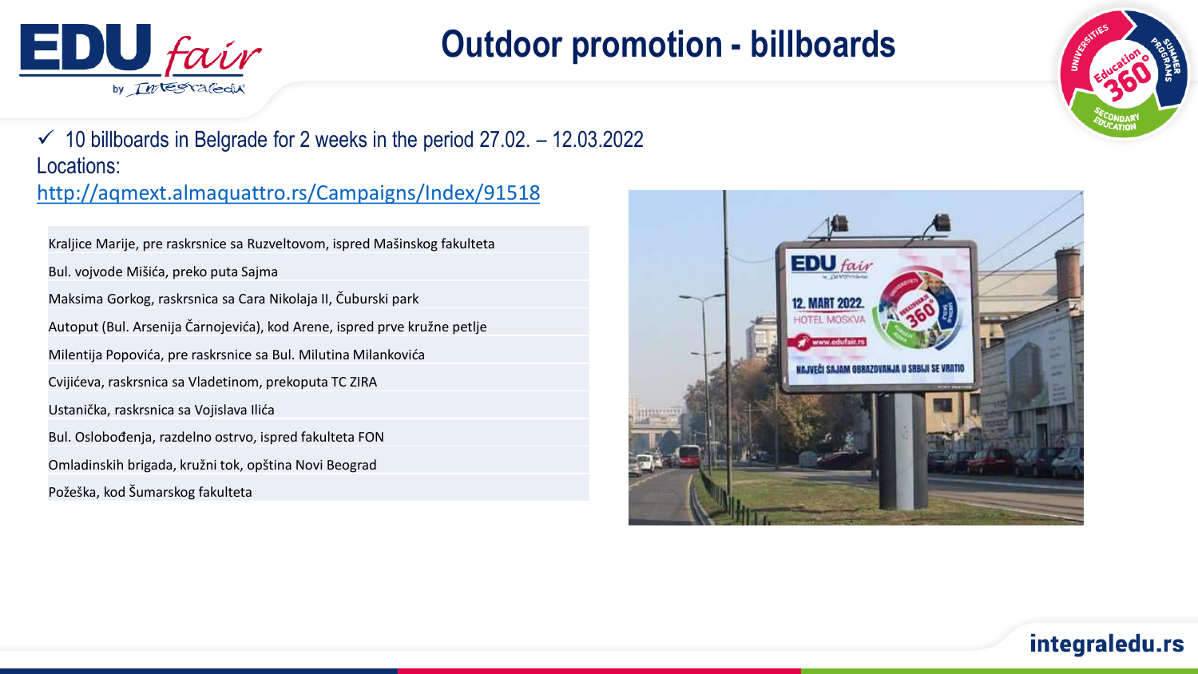# Outdoor promotion - billboards

✓ 10 billboards in Belgrade for 2 weeks in the period 27.02. – 12.03.2022

Locations:

http://aqmext.almaquattro.rs/Campaigns/Index/91518

| |
|---|
| Kraljice Marije, pre raskrsnice sa Ruzveltovom, ispred Mašinskog fakulteta |
| Bul. vojvode Mišića, preko puta Sajma |
| Maksima Gorkog, raskrsnica sa Cara Nikolaja II, Čuburski park |
| Autoput (Bul. Arsenija Čarnojevića), kod Arene, ispred prve kružne petlje |
| Milentija Popovića, pre raskrsnice sa Bul. Milutina Milankovića |
| Cvijićeva, raskrsnica sa Vladetinom, prekoputa TC ZIRA |
| Ustanička, raskrsnica sa Vojislava Ilića |
| Bul. Oslobođenja, razdelno ostrvo, ispred fakulteta FON |
| Omladinskih brigada, kružni tok, opština Novi Beograd |
| Požeška, kod Šumarskog fakulteta |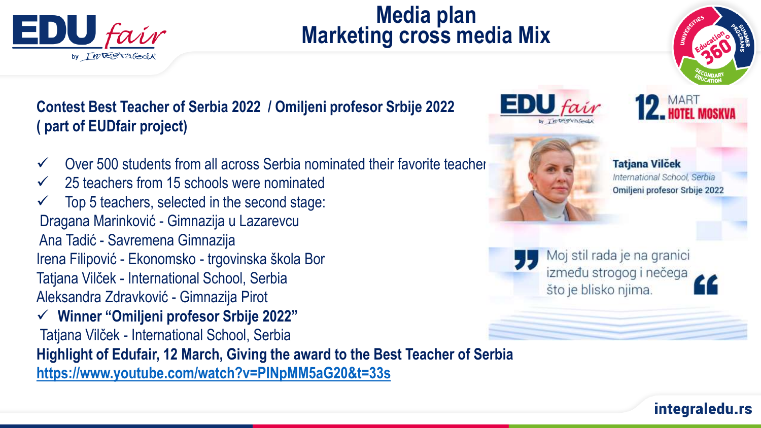# Media plan
# Marketing cross media Mix

**Contest Best Teacher of Serbia 2022 / Omiljeni profesor Srbije 2022 ( part of EUDfair project)**

- ✓ Over 500 students from all across Serbia nominated their favorite teacher
- ✓ 25 teachers from 15 schools were nominated
- ✓ Top 5 teachers, selected in the second stage:

Dragana Marinković - Gimnazija u Lazarevcu
Ana Tadić - Savremena Gimnazija
Irena Filipović - Ekonomsko - trgovinska škola Bor
Tatjana Vilček - International School, Serbia
Aleksandra Zdravković - Gimnazija Pirot

- ✓ **Winner "Omiljeni profesor Srbije 2022"**

Tatjana Vilček - International School, Serbia

**Highlight of Edufair, 12 March, Giving the award to the Best Teacher of Serbia**
**https://www.youtube.com/watch?v=PINpMM5aG20&t=33s**

EDU fair by Integraledu — 12. MART HOTEL MOSKVA

**Tatjana Vilček**
*International School, Serbia*
**Omiljeni profesor Srbije 2022**

"Moj stil rada je na granici između strogog i nečega što je blisko njima."

integraledu.rs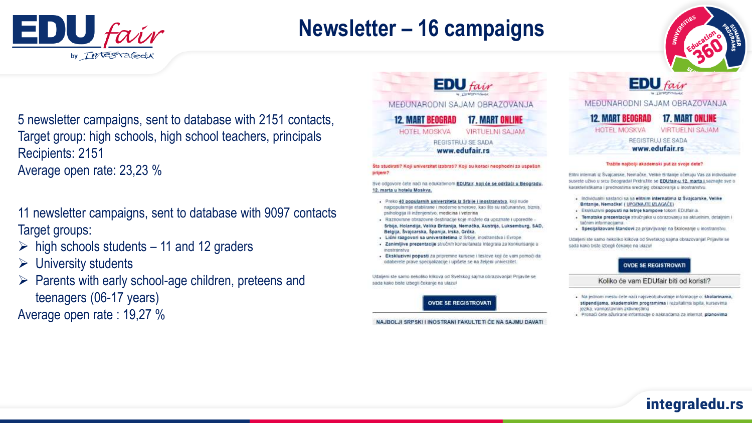# Newsletter – 16 campaigns

5 newsletter campaigns, sent to database with 2151 contacts,
Target group: high schools, high school teachers, principals
Recipients: 2151
Average open rate: 23,23 %

11 newsletter campaigns, sent to database with 9097 contacts
Target groups:

- high schools students – 11 and 12 graders
- University students
- Parents with early school-age children, preteens and teenagers (06-17 years)

Average open rate : 19,27 %

EDU fair

MEĐUNARODNI SAJAM OBRAZOVANJA

12. MART BEOGRAD – HOTEL MOSKVA
17. MART ONLINE – VIRTUELNI SAJAM

REGISTRUJ SE SADA
www.edufair.rs

**Šta studirati? Koji univerzitet izabrati? Koji su koraci neophodni za uspešan prijem?**

Sve odgovore ćete naći na edukativnom **EDUfair, koji će se održati u Beogradu, 12. marta u hotelu Moskva.**

- Preko **40 popularnih univerziteta iz Srbije i inostranstva**, koji nude najpopularnije etablirane i moderne smerove, kao što su računarstvo, biznis, psihologija ili inženjerstvo, medicina i veterina
- Raznovrsne obrazovne destinacije koje možete da upoznate i uporedite – **Srbija, Holandija, Velika Britanija, Nemačka, Austrija, Luksemburg, SAD, Belgija, Švajcarska, Španija, Irska, Grčka.**
- **Lični razgovori sa univerzitetima** iz Srbije, inostranstva i Evrope
- **Zanimljive prezentacije** stručnih konsultanata Integrala za konkurisanje u inostranstvu
- **Ekskluzivni popusti** za pripremne kurseve i testove koji će vam pomoći da odaberete prave specijalizacije i upišete se na željeni univerzitet.

Udaljeni ste samo nekoliko klikova od Svetskog sajma obrazovanja! Prijavite se sada kako biste izbegli čekanje na ulazu!

OVDE SE REGISTROVATI

NAJBOLJI SRPSKI I INOSTRANI FAKULTETI ĆE NA SAJMU DAVATI

EDU fair

MEĐUNARODNI SAJAM OBRAZOVANJA

12. MART BEOGRAD – HOTEL MOSKVA
17. MART ONLINE – VIRTUELNI SAJAM

REGISTRUJ SE SADA
www.edufair.rs

**Tražite najbolji akademski put za svoje dete?**

Elitni internati iz Švajcarske, Nemačke, Velike Britanije očekuju Vas za individualne susrete uživo u srcu Beograda! Pridružite se **EDUfair-u 12. marta i** saznajte sve o karakteristikama i prednostima srednjeg obrazovanja u inostranstvu.

- Individualni sastanci sa sa **elitnim internatima** iz **Švajcarske, Velike Britanije, Nemačke!** (UPOZNAJTE IZLAGAČE)
- Ekskluzivni **popusti na letnje kampove** tokom EDUfair-a.
- **Tematske prezentacije** stručnjaka u obrazovanju sa aktuelnim, detaljnim i tačnim informacijama.
- **Specijalizovani štandovi** za prijavljivanje na školovanje u inostranstvu.

Udaljeni ste samo nekoliko klikova od Svetskog sajma obrazovanja! Prijavite se sada kako biste izbegli čekanje na ulazu!

OVDE SE REGISTROVATI

Koliko će vam EDUfair biti od koristi?

- Na jednom mestu ćete naći najsveobuhvatnije informacije o: **školarinama, stipendijama, akademskim programima** i rezultatima ispita, kursevima jezika, vannastavnim aktivnostima
- Pronaći ćete ažurirane informacije o naknadama za internat, **planovima**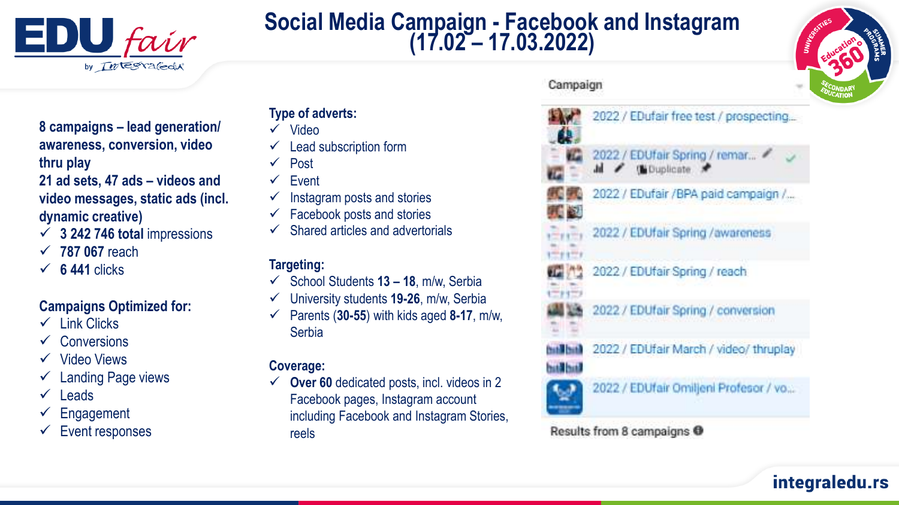# Social Media Campaign - Facebook and Instagram (17.02 – 17.03.2022)

**8 campaigns – lead generation/ awareness, conversion, video thru play**
**21 ad sets, 47 ads – videos and video messages, static ads (incl. dynamic creative)**

- ✓ **3 242 746 total** impressions
- ✓ **787 067** reach
- ✓ **6 441** clicks

**Campaigns Optimized for:**

- ✓ Link Clicks
- ✓ Conversions
- ✓ Video Views
- ✓ Landing Page views
- ✓ Leads
- ✓ Engagement
- ✓ Event responses

**Type of adverts:**

- ✓ Video
- ✓ Lead subscription form
- ✓ Post
- ✓ Event
- ✓ Instagram posts and stories
- ✓ Facebook posts and stories
- ✓ Shared articles and advertorials

**Targeting:**

- ✓ School Students **13 – 18**, m/w, Serbia
- ✓ University students **19-26**, m/w, Serbia
- ✓ Parents (**30-55**) with kids aged **8-17**, m/w, Serbia

**Coverage:**

- ✓ **Over 60** dedicated posts, incl. videos in 2 Facebook pages, Instagram account including Facebook and Instagram Stories, reels

| Campaign |
| --- |
| 2022 / EDufair free test / prospecting... |
| 2022 / EDUfair Spring / remar... |
| 2022 / EDufair /BPA paid campaign /... |
| 2022 / EDUfair Spring /awareness |
| 2022 / EDUfair Spring / reach |
| 2022 / EDUfair Spring / conversion |
| 2022 / EDUfair March / video/ thruplay |
| 2022 / EDUfair Omiljeni Profesor / vo... |
| Results from 8 campaigns |

integraledu.rs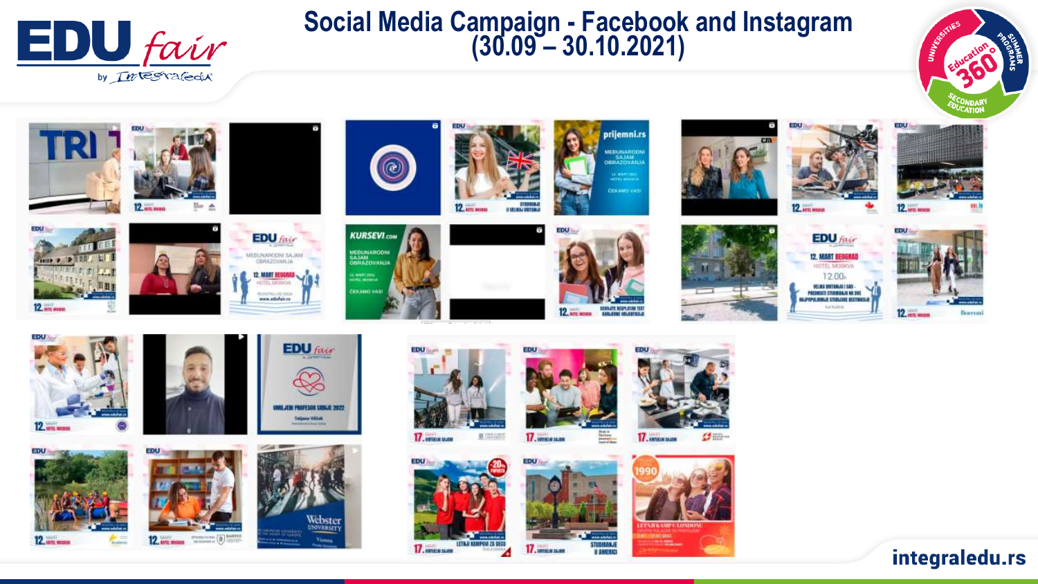# Social Media Campaign - Facebook and Instagram (30.09 – 30.10.2021)

integraledu.rs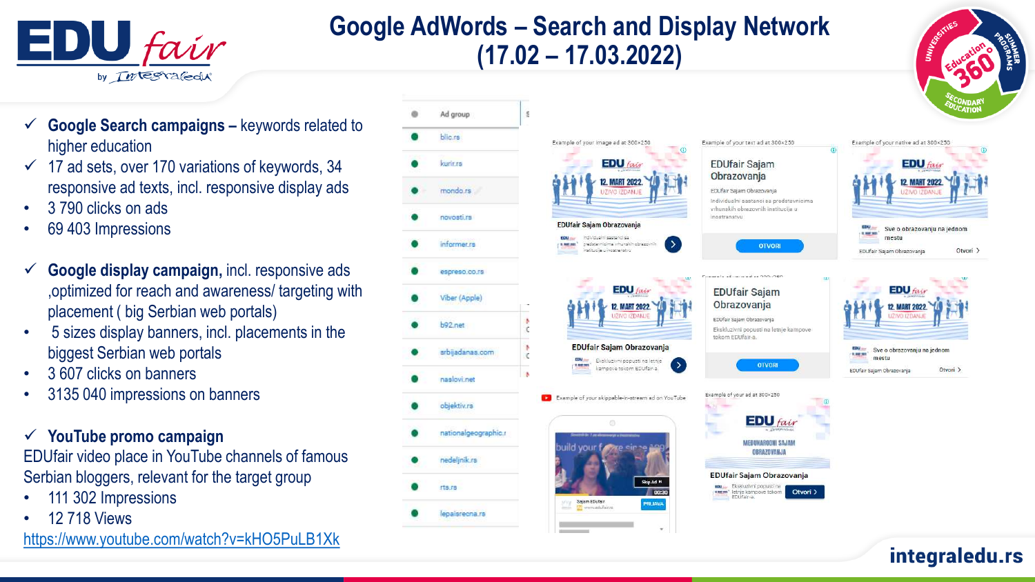# Google AdWords – Search and Display Network (17.02 – 17.03.2022)

- ✓ **Google Search campaigns –** keywords related to higher education
- ✓ 17 ad sets, over 170 variations of keywords, 34 responsive ad texts, incl. responsive display ads
- 3 790 clicks on ads
- 69 403 Impressions

- ✓ **Google display campaign,** incl. responsive ads ,optimized for reach and awareness/ targeting with placement ( big Serbian web portals)
- 5 sizes display banners, incl. placements in the biggest Serbian web portals
- 3 607 clicks on banners
- 3135 040 impressions on banners

✓ **YouTube promo campaign**

EDUfair video place in YouTube channels of famous Serbian bloggers, relevant for the target group

- 111 302 Impressions
- 12 718 Views

https://www.youtube.com/watch?v=kHO5PuLB1Xk

| Ad group |
| --- |
| blic.rs |
| kurir.rs |
| mondo.rs |
| novosti.rs |
| informer.rs |
| espreso.co.rs |
| Viber (Apple) |
| b92.net |
| srbijadanas.com |
| naslovi.net |
| objektiv.rs |
| nationalgeographic.r |
| nedeljnik.rs |
| rts.rs |
| lepaisrecna.rs |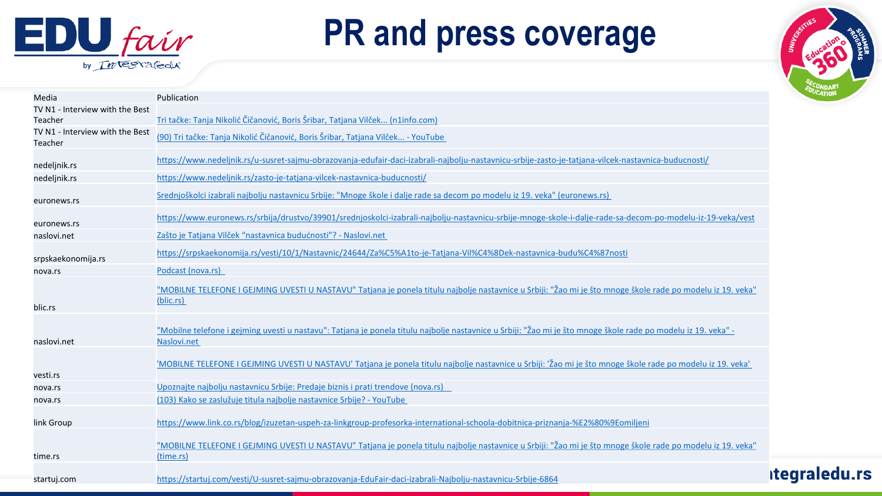# PR and press coverage

| Media | Publication |
| --- | --- |
| TV N1 - Interview with the Best Teacher | Tri tačke: Tanja Nikolić Čičanović, Boris Šribar, Tatjana Vilček... (n1info.com) |
| TV N1 - Interview with the Best Teacher | (90) Tri tačke: Tanja Nikolić Čičanović, Boris Šribar, Tatjana Vilček... - YouTube |
| nedeljnik.rs | https://www.nedeljnik.rs/u-susret-sajmu-obrazovanja-edufair-daci-izabrali-najbolju-nastavnicu-srbije-zasto-je-tatjana-vilcek-nastavnica-buducnosti/ |
| nedeljnik.rs | https://www.nedeljnik.rs/zasto-je-tatjana-vilcek-nastavnica-buducnosti/ |
| euronews.rs | Srednjoškolci izabrali najbolju nastavnicu Srbije: "Mnoge škole i dalje rade sa decom po modelu iz 19. veka" (euronews.rs) |
| euronews.rs | https://www.euronews.rs/srbija/drustvo/39901/srednjoskolci-izabrali-najbolju-nastavnicu-srbije-mnoge-skole-i-dalje-rade-sa-decom-po-modelu-iz-19-veka/vest |
| naslovi.net | Zašto je Tatjana Vilček "nastavnica budućnosti"? - Naslovi.net |
| srpskaekonomija.rs | https://srpskaekonomija.rs/vesti/10/1/Nastavnic/24644/Za%C5%A1to-je-Tatjana-Vil%C4%8Dek-nastavnica-budu%C4%87nosti |
| nova.rs | Podcast (nova.rs) |
| blic.rs | "MOBILNE TELEFONE I GEJMING UVESTI U NASTAVU" Tatjana je ponela titulu najbolje nastavnice u Srbiji: "Žao mi je što mnoge škole rade po modelu iz 19. veka" (blic.rs) |
| naslovi.net | "Mobilne telefone i gejming uvesti u nastavu": Tatjana je ponela titulu najbolje nastavnice u Srbiji: "Žao mi je što mnoge škole rade po modelu iz 19. veka" - Naslovi.net |
| vesti.rs | 'MOBILNE TELEFONE I GEJMING UVESTI U NASTAVU' Tatjana je ponela titulu najbolje nastavnice u Srbiji: 'Žao mi je što mnoge škole rade po modelu iz 19. veka' |
| nova.rs | Upoznajte najbolju nastavnicu Srbije: Predaje biznis i prati trendove (nova.rs) |
| nova.rs | (103) Kako se zaslužuje titula najbolje nastavnice Srbije? - YouTube |
| link Group | https://www.link.co.rs/blog/izuzetan-uspeh-za-linkgroup-profesorka-international-schoola-dobitnica-priznanja-%E2%80%9Eomiljeni |
| time.rs | "MOBILNE TELEFONE I GEJMING UVESTI U NASTAVU" Tatjana je ponela titulu najbolje nastavnice u Srbiji: "Žao mi je što mnoge škole rade po modelu iz 19. veka" (time.rs) |
| startuj.com | https://startuj.com/vesti/U-susret-sajmu-obrazovanja-EduFair-daci-izabrali-Najbolju-nastavnicu-Srbije-6864 |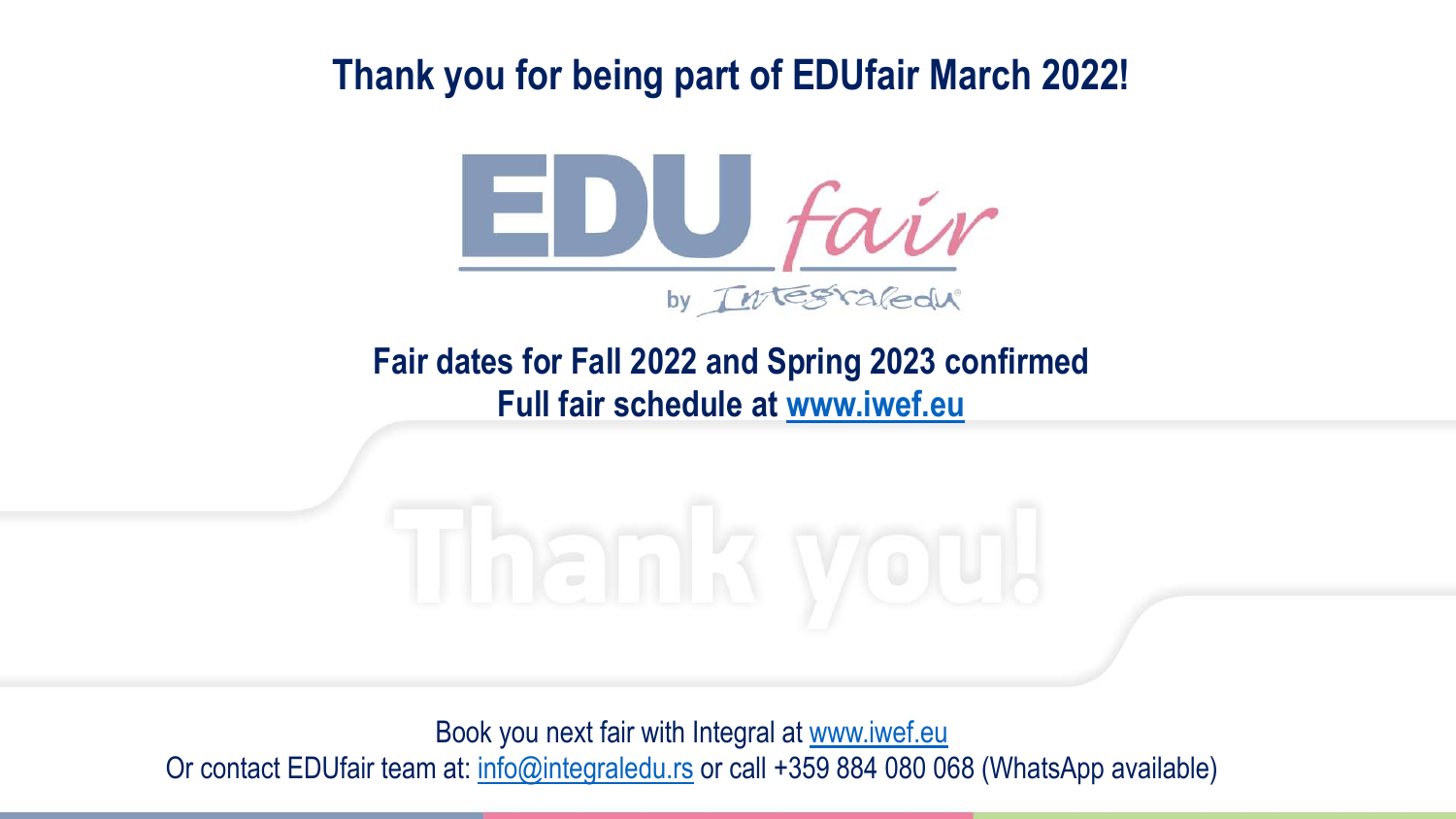# Thank you for being part of EDUfair March 2022!

EDU fair by Integraledu

**Fair dates for Fall 2022 and Spring 2023 confirmed**
**Full fair schedule at [www.iwef.eu](http://www.iwef.eu)**

Thank you!

Book you next fair with Integral at [www.iwef.eu](http://www.iwef.eu)
Or contact EDUfair team at: [info@integraledu.rs](mailto:info@integraledu.rs) or call +359 884 080 068 (WhatsApp available)